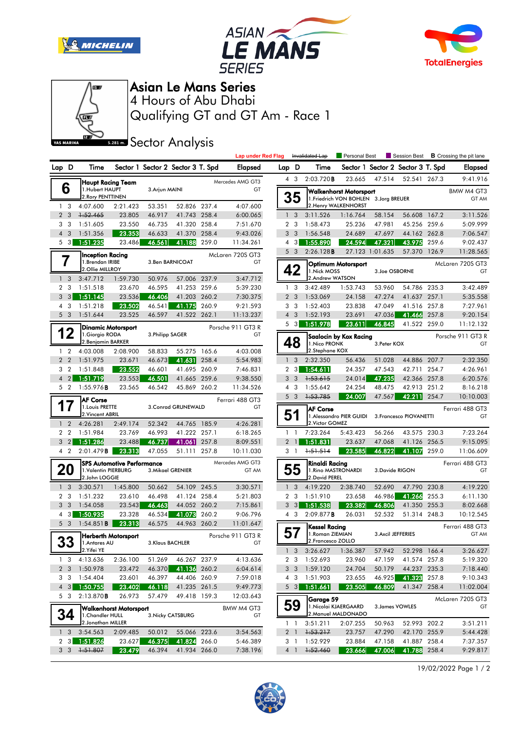# Asian Le Mans Series

## 4 Hours of Abu Dhabi

## Qualifying GT and GT Am - Race 1

### Sector Analysis

Lap under Red Flag | ~~Invalidated Lap~~ | Personal Best | Session Best | **B** Crossing the pit lane

**6 – Haupt Racing Team** – Mercedes AMG GT3 – GT
1.Hubert HAUPT, 2.Rory PENTTINEN, 3.Arjun MAINI

| Lap | D | Time | Sector 1 | Sector 2 | Sector 3 | T. Spd | Elapsed |
|---|---|---|---|---|---|---|---|
| 1 | 3 | 4:07.600 | 2:21.423 | 53.351 | 52.826 | 237.4 | 4:07.600 |
| 2 | 3 | ~~1:52.465~~ | 23.805 | 46.917 | 41.743 | 258.4 | 6:00.065 |
| 3 | 3 | 1:51.605 | 23.550 | 46.735 | 41.320 | 258.4 | 7:51.670 |
| 4 | 3 | 1:51.356 | 23.353 | 46.633 | 41.370 | 258.4 | 9:43.026 |
| 5 | 3 | 1:51.235 | 23.486 | 46.561 | 41.188 | 259.0 | 11:34.261 |

**7 – Inception Racing** – McLaren 720S GT3 – GT
1.Brendan IRIBE, 2.Ollie MILLROY, 3.Ben BARNICOAT

| Lap | D | Time | Sector 1 | Sector 2 | Sector 3 | T. Spd | Elapsed |
|---|---|---|---|---|---|---|---|
| 1 | 3 | 3:47.712 | 1:59.730 | 50.976 | 57.006 | 237.9 | 3:47.712 |
| 2 | 3 | 1:51.518 | 23.670 | 46.595 | 41.253 | 259.6 | 5:39.230 |
| 3 | 3 | 1:51.145 | 23.536 | 46.406 | 41.203 | 260.2 | 7:30.375 |
| 4 | 3 | 1:51.218 | 23.502 | 46.541 | 41.175 | 260.9 | 9:21.593 |
| 5 | 3 | 1:51.644 | 23.525 | 46.597 | 41.522 | 262.1 | 11:13.237 |

**12 – Dinamic Motorsport** – Porsche 911 GT3 R – GT
1.Giorgio RODA, 2.Benjamin BARKER, 3.Philipp SAGER

| Lap | D | Time | Sector 1 | Sector 2 | Sector 3 | T. Spd | Elapsed |
|---|---|---|---|---|---|---|---|
| 1 | 2 | 4:03.008 | 2:08.900 | 58.833 | 55.275 | 165.6 | 4:03.008 |
| 2 | 2 | 1:51.975 | 23.671 | 46.673 | 41.631 | 258.4 | 5:54.983 |
| 3 | 2 | 1:51.848 | 23.552 | 46.601 | 41.695 | 260.9 | 7:46.831 |
| 4 | 2 | 1:51.719 | 23.553 | 46.501 | 41.665 | 259.6 | 9:38.550 |
| 5 | 2 | 1:55.976**B** | 23.565 | 46.542 | 45.869 | 260.2 | 11:34.526 |

**17 – AF Corse** – Ferrari 488 GT3 – GT
1.Louis PRETTE, 2.Vincent ABRIL, 3.Conrad GRUNEWALD

| Lap | D | Time | Sector 1 | Sector 2 | Sector 3 | T. Spd | Elapsed |
|---|---|---|---|---|---|---|---|
| 1 | 2 | 4:26.281 | 2:49.174 | 52.342 | 44.765 | 185.9 | 4:26.281 |
| 2 | 2 | 1:51.984 | 23.769 | 46.993 | 41.222 | 257.1 | 6:18.265 |
| 3 | 2 | 1:51.286 | 23.488 | 46.737 | 41.061 | 257.8 | 8:09.551 |
| 4 | 2 | 2:01.479**B** | 23.313 | 47.055 | 51.111 | 257.8 | 10:11.030 |

**20 – SPS Automotive Performance** – Mercedes AMG GT3 – GT AM
1.Valentin PIERBURG, 2.John LOGGIE, 3.Mikael GRENIER

| Lap | D | Time | Sector 1 | Sector 2 | Sector 3 | T. Spd | Elapsed |
|---|---|---|---|---|---|---|---|
| 1 | 3 | 3:30.571 | 1:45.800 | 50.662 | 54.109 | 245.5 | 3:30.571 |
| 2 | 3 | 1:51.232 | 23.610 | 46.498 | 41.124 | 258.4 | 5:21.803 |
| 3 | 3 | 1:54.058 | 23.543 | 46.463 | 44.052 | 260.2 | 7:15.861 |
| 4 | 3 | 1:50.935 | 23.328 | 46.534 | 41.073 | 260.2 | 9:06.796 |
| 5 | 3 | 1:54.851**B** | 23.313 | 46.575 | 44.963 | 260.2 | 11:01.647 |

**33 – Herberth Motorsport** – Porsche 911 GT3 R – GT
1.Antares AU, 2.Yifei YE, 3.Klaus BACHLER

| Lap | D | Time | Sector 1 | Sector 2 | Sector 3 | T. Spd | Elapsed |
|---|---|---|---|---|---|---|---|
| 1 | 3 | 4:13.636 | 2:36.100 | 51.269 | 46.267 | 237.9 | 4:13.636 |
| 2 | 3 | 1:50.978 | 23.472 | 46.370 | 41.136 | 260.2 | 6:04.614 |
| 3 | 3 | 1:54.404 | 23.601 | 46.397 | 44.406 | 260.9 | 7:59.018 |
| 4 | 3 | 1:50.755 | 23.402 | 46.118 | 41.235 | 261.5 | 9:49.773 |
| 5 | 3 | 2:13.870**B** | 26.973 | 57.479 | 49.418 | 159.3 | 12:03.643 |

**34 – Walkenhorst Motorsport** – BMW M4 GT3 – GT
1.Chandler HULL, 2.Jonathan MILLER, 3.Nicky CATSBURG

| Lap | D | Time | Sector 1 | Sector 2 | Sector 3 | T. Spd | Elapsed |
|---|---|---|---|---|---|---|---|
| 1 | 3 | 3:54.563 | 2:09.485 | 50.012 | 55.066 | 223.6 | 3:54.563 |
| 2 | 3 | 1:51.826 | 23.627 | 46.375 | 41.824 | 266.0 | 5:46.389 |
| 3 | 3 | ~~1:51.807~~ | 23.479 | 46.394 | 41.934 | 266.0 | 7:38.196 |
| 4 | 3 | 2:03.720**B** | 23.665 | 47.514 | 52.541 | 267.3 | 9:41.916 |

**35 – Walkenhorst Motorsport** – BMW M4 GT3 – GT AM
1.Friedrich VON BOHLEN, 2.Henry WALKENHORST, 3.Jorg BREUER

| Lap | D | Time | Sector 1 | Sector 2 | Sector 3 | T. Spd | Elapsed |
|---|---|---|---|---|---|---|---|
| 1 | 3 | 3:11.526 | 1:16.764 | 58.154 | 56.608 | 167.2 | 3:11.526 |
| 2 | 3 | 1:58.473 | 25.236 | 47.981 | 45.256 | 259.6 | 5:09.999 |
| 3 | 3 | 1:56.548 | 24.689 | 47.697 | 44.162 | 262.8 | 7:06.547 |
| 4 | 3 | 1:55.890 | 24.594 | 47.321 | 43.975 | 259.6 | 9:02.437 |
| 5 | 3 | 2:26.128**B** | 27.123 | 1:01.635 | 57.370 | 126.9 | 11:28.565 |

**42 – Optimum Motorsport** – McLaren 720S GT3 – GT
1.Nick MOSS, 2.Andrew WATSON, 3.Joe OSBORNE

| Lap | D | Time | Sector 1 | Sector 2 | Sector 3 | T. Spd | Elapsed |
|---|---|---|---|---|---|---|---|
| 1 | 3 | 3:42.489 | 1:53.743 | 53.960 | 54.786 | 235.3 | 3:42.489 |
| 2 | 3 | 1:53.069 | 24.158 | 47.274 | 41.637 | 257.1 | 5:35.558 |
| 3 | 3 | 1:52.403 | 23.838 | 47.049 | 41.516 | 257.8 | 7:27.961 |
| 4 | 3 | 1:52.193 | 23.691 | 47.036 | 41.466 | 257.8 | 9:20.154 |
| 5 | 3 | 1:51.978 | 23.611 | 46.845 | 41.522 | 259.0 | 11:12.132 |

**48 – Saalocin by Kox Racing** – Porsche 911 GT3 R – GT
1.Nico PRONK, 2.Stephane KOX, 3.Peter KOX

| Lap | D | Time | Sector 1 | Sector 2 | Sector 3 | T. Spd | Elapsed |
|---|---|---|---|---|---|---|---|
| 1 | 3 | 2:32.350 | 56.436 | 51.028 | 44.886 | 207.7 | 2:32.350 |
| 2 | 3 | 1:54.611 | 24.357 | 47.543 | 42.711 | 254.7 | 4:26.961 |
| 3 | 3 | ~~1:53.615~~ | 24.014 | 47.235 | 42.366 | 257.8 | 6:20.576 |
| 4 | 3 | 1:55.642 | 24.254 | 48.475 | 42.913 | 251.2 | 8:16.218 |
| 5 | 3 | ~~1:53.785~~ | 24.007 | 47.567 | 42.211 | 254.7 | 10:10.003 |

**51 – AF Corse** – Ferrari 488 GT3 – GT
1.Alessandro PIER GUIDI, 2.Victor GOMEZ, 3.Francesco PIOVANETTI

| Lap | D | Time | Sector 1 | Sector 2 | Sector 3 | T. Spd | Elapsed |
|---|---|---|---|---|---|---|---|
| 1 | 1 | 7:23.264 | 5:43.423 | 56.266 | 43.575 | 230.3 | 7:23.264 |
| 2 | 1 | 1:51.831 | 23.637 | 47.068 | 41.126 | 256.5 | 9:15.095 |
| 3 | 1 | ~~1:51.514~~ | 23.585 | 46.822 | 41.107 | 259.0 | 11:06.609 |

**55 – Rinaldi Racing** – Ferrari 488 GT3 – GT
1.Rino MASTRONARDI, 2.David PEREL, 3.Davide RIGON

| Lap | D | Time | Sector 1 | Sector 2 | Sector 3 | T. Spd | Elapsed |
|---|---|---|---|---|---|---|---|
| 1 | 3 | 4:19.220 | 2:38.740 | 52.690 | 47.790 | 230.8 | 4:19.220 |
| 2 | 3 | 1:51.910 | 23.658 | 46.986 | 41.266 | 255.3 | 6:11.130 |
| 3 | 3 | 1:51.538 | 23.382 | 46.806 | 41.350 | 255.3 | 8:02.668 |
| 4 | 3 | 2:09.877**B** | 26.031 | 52.532 | 51.314 | 248.3 | 10:12.545 |

**57 – Kessel Racing** – Ferrari 488 GT3 – GT AM
1.Roman ZIEMIAN, 2.Francesco ZOLLO, 3.Axcil JEFFERIES

| Lap | D | Time | Sector 1 | Sector 2 | Sector 3 | T. Spd | Elapsed |
|---|---|---|---|---|---|---|---|
| 1 | 3 | 3:26.627 | 1:36.387 | 57.942 | 52.298 | 166.4 | 3:26.627 |
| 2 | 3 | 1:52.693 | 23.960 | 47.159 | 41.574 | 257.8 | 5:19.320 |
| 3 | 3 | 1:59.120 | 24.704 | 50.179 | 44.237 | 235.3 | 7:18.440 |
| 4 | 3 | 1:51.903 | 23.655 | 46.925 | 41.323 | 257.8 | 9:10.343 |
| 5 | 3 | 1:51.661 | 23.505 | 46.809 | 41.347 | 258.4 | 11:02.004 |

**59 – Garage 59** – McLaren 720S GT3 – GT
1.Nicolai KJAERGAARD, 2.Manuel MALDONADO, 3.James VOWLES

| Lap | D | Time | Sector 1 | Sector 2 | Sector 3 | T. Spd | Elapsed |
|---|---|---|---|---|---|---|---|
| 1 | 1 | 3:51.211 | 2:07.255 | 50.963 | 52.993 | 202.2 | 3:51.211 |
| 2 | 1 | ~~1:53.217~~ | 23.757 | 47.290 | 42.170 | 255.9 | 5:44.428 |
| 3 | 1 | 1:52.929 | 23.884 | 47.158 | 41.887 | 258.4 | 7:37.357 |
| 4 | 1 | ~~1:52.460~~ | 23.666 | 47.006 | 41.788 | 258.4 | 9:29.817 |

19/02/2022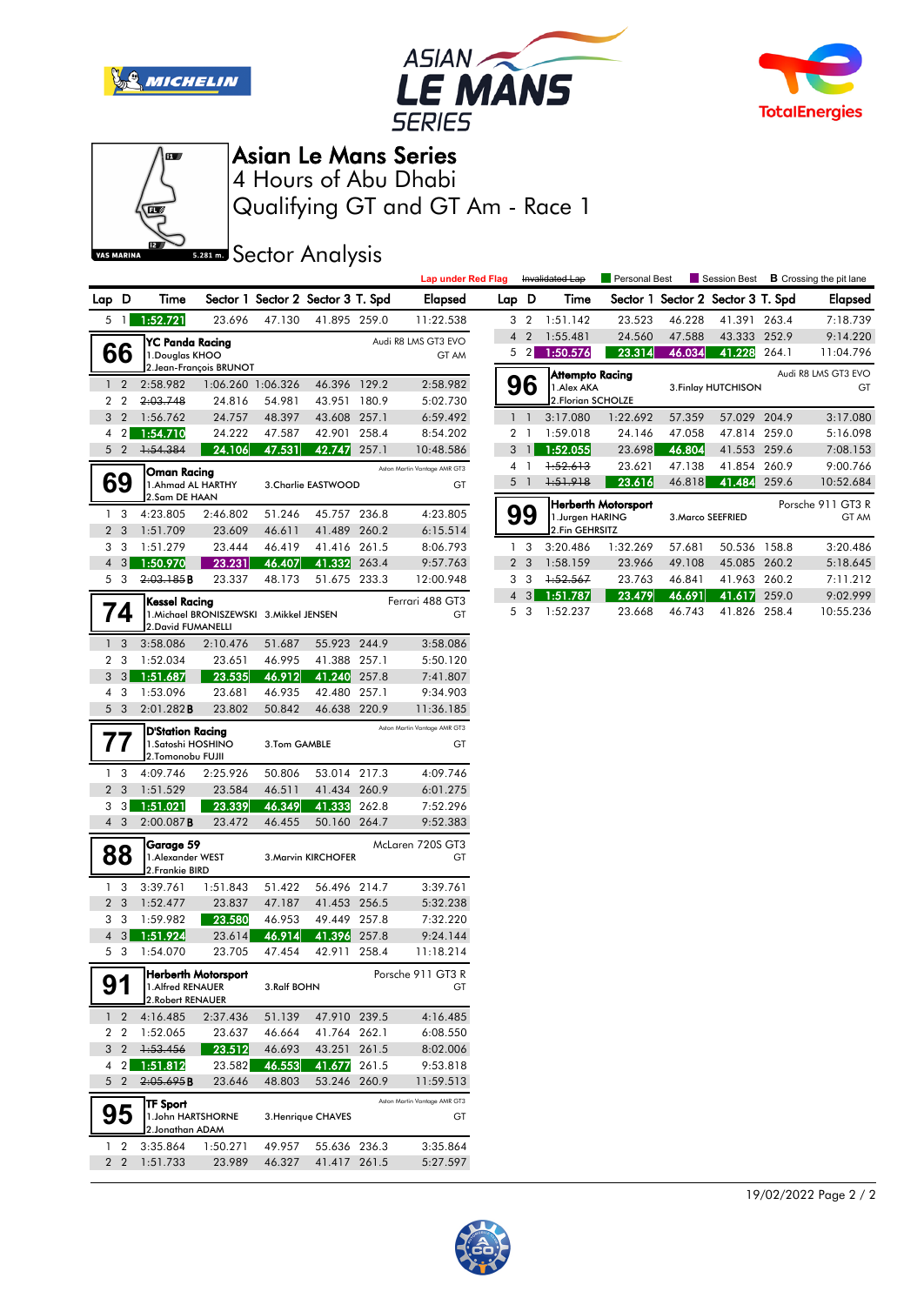# Asian Le Mans Series

## 4 Hours of Abu Dhabi

## Qualifying GT and GT Am - Race 1

## Sector Analysis

Lap under Red Flag | ~~Invalidated Lap~~ | Personal Best | Session Best | **B** Crossing the pit lane

| Lap | D | Time | Sector 1 | Sector 2 | Sector 3 | T. Spd | Elapsed |
|---|---|---|---|---|---|---|---|
| 5 | 1 | 1:52.721 | 23.696 | 47.130 | 41.895 | 259.0 | 11:22.538 |

### 66 YC Panda Racing — Audi R8 LMS GT3 EVO — GT AM
1.Douglas KHOO
2.Jean-François BRUNOT

| Lap | D | Time | Sector 1 | Sector 2 | Sector 3 | T. Spd | Elapsed |
|---|---|---|---|---|---|---|---|
| 1 | 2 | 2:58.982 | 1:06.260 | 1:06.326 | 46.396 | 129.2 | 2:58.982 |
| 2 | 2 | ~~2:03.748~~ | 24.816 | 54.981 | 43.951 | 180.9 | 5:02.730 |
| 3 | 2 | 1:56.762 | 24.757 | 48.397 | 43.608 | 257.1 | 6:59.492 |
| 4 | 2 | 1:54.710 | 24.222 | 47.587 | 42.901 | 258.4 | 8:54.202 |
| 5 | 2 | ~~1:54.384~~ | 24.106 | 47.531 | 42.747 | 257.1 | 10:48.586 |

### 69 Oman Racing — Aston Martin Vantage AMR GT3 — GT
1.Ahmad AL HARTHY
2.Sam DE HAAN
3.Charlie EASTWOOD

| Lap | D | Time | Sector 1 | Sector 2 | Sector 3 | T. Spd | Elapsed |
|---|---|---|---|---|---|---|---|
| 1 | 3 | 4:23.805 | 2:46.802 | 51.246 | 45.757 | 236.8 | 4:23.805 |
| 2 | 3 | 1:51.709 | 23.609 | 46.611 | 41.489 | 260.2 | 6:15.514 |
| 3 | 3 | 1:51.279 | 23.444 | 46.419 | 41.416 | 261.5 | 8:06.793 |
| 4 | 3 | 1:50.970 | 23.231 | 46.407 | 41.332 | 263.4 | 9:57.763 |
| 5 | 3 | ~~2:03.185~~ **B** | 23.337 | 48.173 | 51.675 | 233.3 | 12:00.948 |

### 74 Kessel Racing — Ferrari 488 GT3 — GT
1.Michael BRONISZEWSKI
2.David FUMANELLI
3.Mikkel JENSEN

| Lap | D | Time | Sector 1 | Sector 2 | Sector 3 | T. Spd | Elapsed |
|---|---|---|---|---|---|---|---|
| 1 | 3 | 3:58.086 | 2:10.476 | 51.687 | 55.923 | 244.9 | 3:58.086 |
| 2 | 3 | 1:52.034 | 23.651 | 46.995 | 41.388 | 257.1 | 5:50.120 |
| 3 | 3 | 1:51.687 | 23.535 | 46.912 | 41.240 | 257.8 | 7:41.807 |
| 4 | 3 | 1:53.096 | 23.681 | 46.935 | 42.480 | 257.1 | 9:34.903 |
| 5 | 3 | 2:01.282 **B** | 23.802 | 50.842 | 46.638 | 220.9 | 11:36.185 |

### 77 D'Station Racing — Aston Martin Vantage AMR GT3 — GT
1.Satoshi HOSHINO
2.Tomonobu FUJII
3.Tom GAMBLE

| Lap | D | Time | Sector 1 | Sector 2 | Sector 3 | T. Spd | Elapsed |
|---|---|---|---|---|---|---|---|
| 1 | 3 | 4:09.746 | 2:25.926 | 50.806 | 53.014 | 217.3 | 4:09.746 |
| 2 | 3 | 1:51.529 | 23.584 | 46.511 | 41.434 | 260.9 | 6:01.275 |
| 3 | 3 | 1:51.021 | 23.339 | 46.349 | 41.333 | 262.8 | 7:52.296 |
| 4 | 3 | 2:00.087 **B** | 23.472 | 46.455 | 50.160 | 264.7 | 9:52.383 |

### 88 Garage 59 — McLaren 720S GT3 — GT
1.Alexander WEST
2.Frankie BIRD
3.Marvin KIRCHOFER

| Lap | D | Time | Sector 1 | Sector 2 | Sector 3 | T. Spd | Elapsed |
|---|---|---|---|---|---|---|---|
| 1 | 3 | 3:39.761 | 1:51.843 | 51.422 | 56.496 | 214.7 | 3:39.761 |
| 2 | 3 | 1:52.477 | 23.837 | 47.187 | 41.453 | 256.5 | 5:32.238 |
| 3 | 3 | 1:59.982 | 23.580 | 46.953 | 49.449 | 257.8 | 7:32.220 |
| 4 | 3 | 1:51.924 | 23.614 | 46.914 | 41.396 | 257.8 | 9:24.144 |
| 5 | 3 | 1:54.070 | 23.705 | 47.454 | 42.911 | 258.4 | 11:18.214 |

### 91 Herberth Motorsport — Porsche 911 GT3 R — GT
1.Alfred RENAUER
2.Robert RENAUER
3.Ralf BOHN

| Lap | D | Time | Sector 1 | Sector 2 | Sector 3 | T. Spd | Elapsed |
|---|---|---|---|---|---|---|---|
| 1 | 2 | 4:16.485 | 2:37.436 | 51.139 | 47.910 | 239.5 | 4:16.485 |
| 2 | 2 | 1:52.065 | 23.637 | 46.664 | 41.764 | 262.1 | 6:08.550 |
| 3 | 2 | ~~1:53.456~~ | 23.512 | 46.693 | 43.251 | 261.5 | 8:02.006 |
| 4 | 2 | 1:51.812 | 23.582 | 46.553 | 41.677 | 261.5 | 9:53.818 |
| 5 | 2 | ~~2:05.695~~ **B** | 23.646 | 48.803 | 53.246 | 260.9 | 11:59.513 |

### 95 TF Sport — Aston Martin Vantage AMR GT3 — GT
1.John HARTSHORNE
2.Jonathan ADAM
3.Henrique CHAVES

| Lap | D | Time | Sector 1 | Sector 2 | Sector 3 | T. Spd | Elapsed |
|---|---|---|---|---|---|---|---|
| 1 | 2 | 3:35.864 | 1:50.271 | 49.957 | 55.636 | 236.3 | 3:35.864 |
| 2 | 2 | 1:51.733 | 23.989 | 46.327 | 41.417 | 261.5 | 5:27.597 |
| 3 | 2 | 1:51.142 | 23.523 | 46.228 | 41.391 | 263.4 | 7:18.739 |
| 4 | 2 | 1:55.481 | 24.560 | 47.588 | 43.333 | 252.9 | 9:14.220 |
| 5 | 2 | ~~1:50.576~~ | 23.314 | 46.034 | 41.228 | 264.1 | 11:04.796 |

### 96 Attempto Racing — Audi R8 LMS GT3 EVO — GT
1.Alex AKA
2.Florian SCHOLZE
3.Finlay HUTCHISON

| Lap | D | Time | Sector 1 | Sector 2 | Sector 3 | T. Spd | Elapsed |
|---|---|---|---|---|---|---|---|
| 1 | 1 | 3:17.080 | 1:22.692 | 57.359 | 57.029 | 204.9 | 3:17.080 |
| 2 | 1 | 1:59.018 | 24.146 | 47.058 | 47.814 | 259.0 | 5:16.098 |
| 3 | 1 | 1:52.055 | 23.698 | 46.804 | 41.553 | 259.6 | 7:08.153 |
| 4 | 1 | ~~1:52.613~~ | 23.621 | 47.138 | 41.854 | 260.9 | 9:00.766 |
| 5 | 1 | ~~1:51.918~~ | 23.616 | 46.818 | 41.484 | 259.6 | 10:52.684 |

### 99 Herberth Motorsport — Porsche 911 GT3 R — GT AM
1.Jurgen HARING
2.Fin GEHRSITZ
3.Marco SEEFRIED

| Lap | D | Time | Sector 1 | Sector 2 | Sector 3 | T. Spd | Elapsed |
|---|---|---|---|---|---|---|---|
| 1 | 3 | 3:20.486 | 1:32.269 | 57.681 | 50.536 | 158.8 | 3:20.486 |
| 2 | 3 | 1:58.159 | 23.966 | 49.108 | 45.085 | 260.2 | 5:18.645 |
| 3 | 3 | ~~1:52.567~~ | 23.763 | 46.841 | 41.963 | 260.2 | 7:11.212 |
| 4 | 3 | 1:51.787 | 23.479 | 46.691 | 41.617 | 259.0 | 9:02.999 |
| 5 | 3 | 1:52.237 | 23.668 | 46.743 | 41.826 | 258.4 | 10:55.236 |

19/02/2022